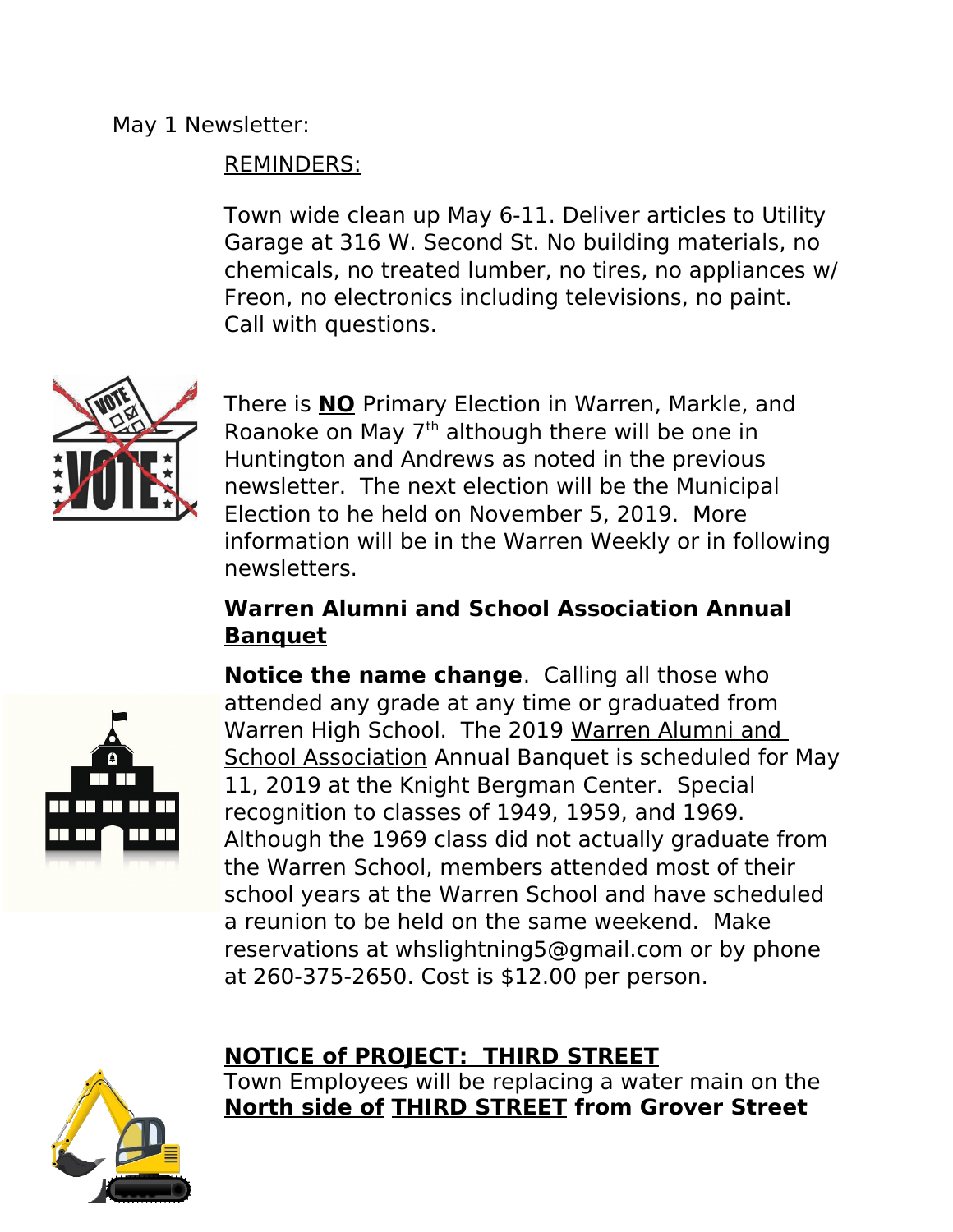May 1 Newsletter:

REMINDERS:

Town wide clean up May 6-11. Deliver articles to Utility Garage at 316 W. Second St. No building materials, no chemicals, no treated lumber, no tires, no appliances w/ Freon, no electronics including televisions, no paint. Call with questions.

There is **NO** Primary Election in Warren, Markle, and Roanoke on May 7th although there will be one in Huntington and Andrews as noted in the previous newsletter. The next election will be the Municipal Election to he held on November 5, 2019. More information will be in the Warren Weekly or in following newsletters.

**Warren Alumni and School Association Annual Banquet**

**Notice the name change**. Calling all those who attended any grade at any time or graduated from Warren High School. The 2019 Warren Alumni and School Association Annual Banquet is scheduled for May 11, 2019 at the Knight Bergman Center. Special recognition to classes of 1949, 1959, and 1969. Although the 1969 class did not actually graduate from the Warren School, members attended most of their school years at the Warren School and have scheduled a reunion to be held on the same weekend. Make reservations at whslightning5@gmail.com or by phone at 260-375-2650. Cost is $12.00 per person.

**NOTICE of PROJECT: THIRD STREET**

Town Employees will be replacing a water main on the **North side of THIRD STREET from Grover Street**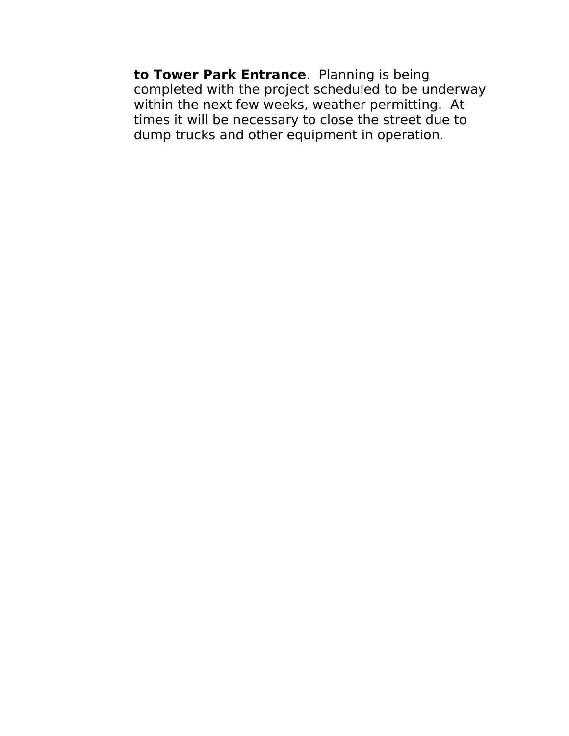**to Tower Park Entrance**. Planning is being completed with the project scheduled to be underway within the next few weeks, weather permitting. At times it will be necessary to close the street due to dump trucks and other equipment in operation.